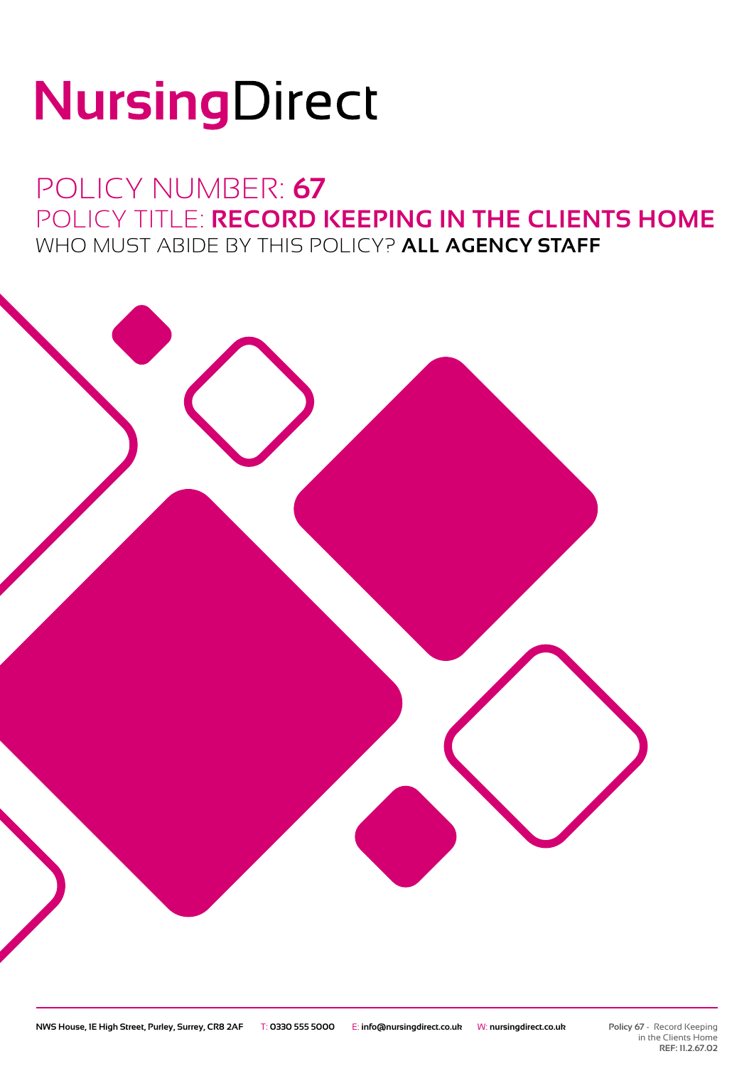# NursingDirect

## POLICY NUMBER: **67**
## POLICY TITLE: **RECORD KEEPING IN THE CLIENTS HOME**
### WHO MUST ABIDE BY THIS POLICY? **ALL AGENCY STAFF**

NWS House, 1E High Street, Purley, Surrey, CR8 2AF T: 0330 555 5000 E: info@nursingdirect.co.uk W: nursingdirect.co.uk

Policy 67 - Record Keeping in the Clients Home
REF: 11.2.67.02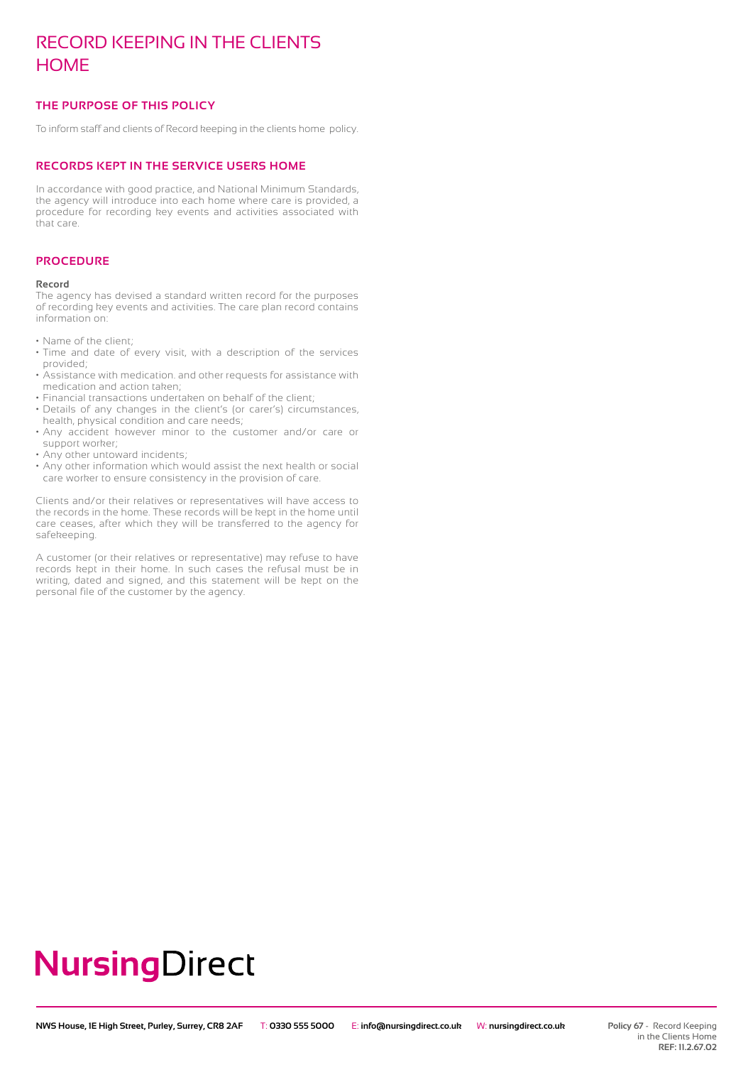# RECORD KEEPING IN THE CLIENTS HOME

## THE PURPOSE OF THIS POLICY

To inform staff and clients of Record keeping in the clients home policy.

## RECORDS KEPT IN THE SERVICE USERS HOME

In accordance with good practice, and National Minimum Standards, the agency will introduce into each home where care is provided, a procedure for recording key events and activities associated with that care.

## PROCEDURE

**Record**

The agency has devised a standard written record for the purposes of recording key events and activities. The care plan record contains information on:

- Name of the client;
- Time and date of every visit, with a description of the services provided;
- Assistance with medication. and other requests for assistance with medication and action taken;
- Financial transactions undertaken on behalf of the client;
- Details of any changes in the client's (or carer's) circumstances, health, physical condition and care needs;
- Any accident however minor to the customer and/or care or support worker;
- Any other untoward incidents;
- Any other information which would assist the next health or social care worker to ensure consistency in the provision of care.

Clients and/or their relatives or representatives will have access to the records in the home. These records will be kept in the home until care ceases, after which they will be transferred to the agency for safekeeping.

A customer (or their relatives or representative) may refuse to have records kept in their home. In such cases the refusal must be in writing, dated and signed, and this statement will be kept on the personal file of the customer by the agency.

**NursingDirect**